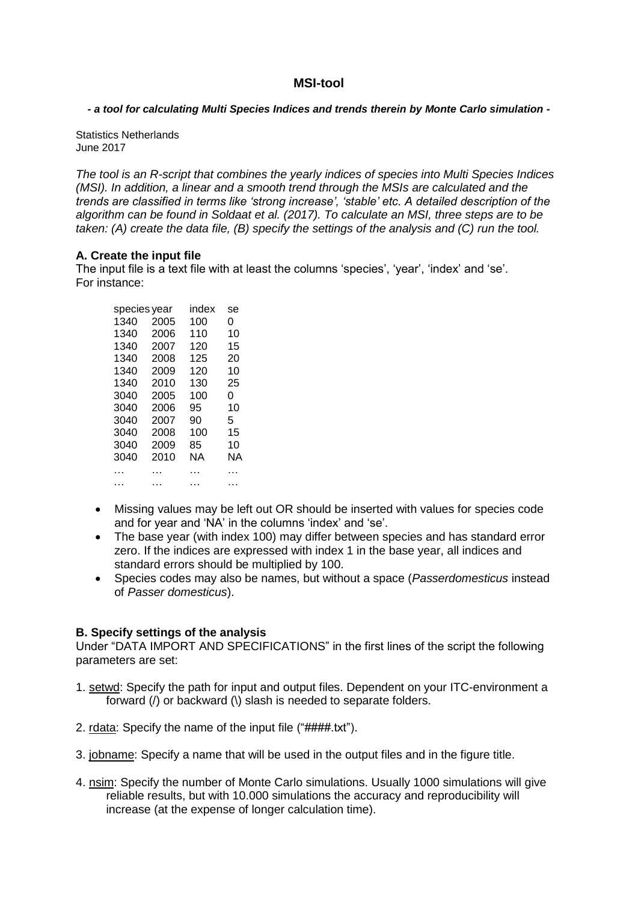# MSI-tool

***- a tool for calculating Multi Species Indices and trends therein by Monte Carlo simulation -***

Statistics Netherlands
June 2017

*The tool is an R-script that combines the yearly indices of species into Multi Species Indices (MSI). In addition, a linear and a smooth trend through the MSIs are calculated and the trends are classified in terms like 'strong increase', 'stable' etc. A detailed description of the algorithm can be found in Soldaat et al. (2017). To calculate an MSI, three steps are to be taken: (A) create the data file, (B) specify the settings of the analysis and (C) run the tool.*

## A. Create the input file

The input file is a text file with at least the columns 'species', 'year', 'index' and 'se'.
For instance:

| species | year | index | se |
|---|---|---|---|
| 1340 | 2005 | 100 | 0 |
| 1340 | 2006 | 110 | 10 |
| 1340 | 2007 | 120 | 15 |
| 1340 | 2008 | 125 | 20 |
| 1340 | 2009 | 120 | 10 |
| 1340 | 2010 | 130 | 25 |
| 3040 | 2005 | 100 | 0 |
| 3040 | 2006 | 95 | 10 |
| 3040 | 2007 | 90 | 5 |
| 3040 | 2008 | 100 | 15 |
| 3040 | 2009 | 85 | 10 |
| 3040 | 2010 | NA | NA |
| … | … | … | … |
| … | … | … | … |

- Missing values may be left out OR should be inserted with values for species code and for year and 'NA' in the columns 'index' and 'se'.
- The base year (with index 100) may differ between species and has standard error zero. If the indices are expressed with index 1 in the base year, all indices and standard errors should be multiplied by 100.
- Species codes may also be names, but without a space (*Passerdomesticus* instead of *Passer domesticus*).

## B. Specify settings of the analysis

Under "DATA IMPORT AND SPECIFICATIONS" in the first lines of the script the following parameters are set:

1. setwd: Specify the path for input and output files. Dependent on your ITC-environment a forward (/) or backward (\) slash is needed to separate folders.

2. rdata: Specify the name of the input file ("####.txt").

3. jobname: Specify a name that will be used in the output files and in the figure title.

4. nsim: Specify the number of Monte Carlo simulations. Usually 1000 simulations will give reliable results, but with 10.000 simulations the accuracy and reproducibility will increase (at the expense of longer calculation time).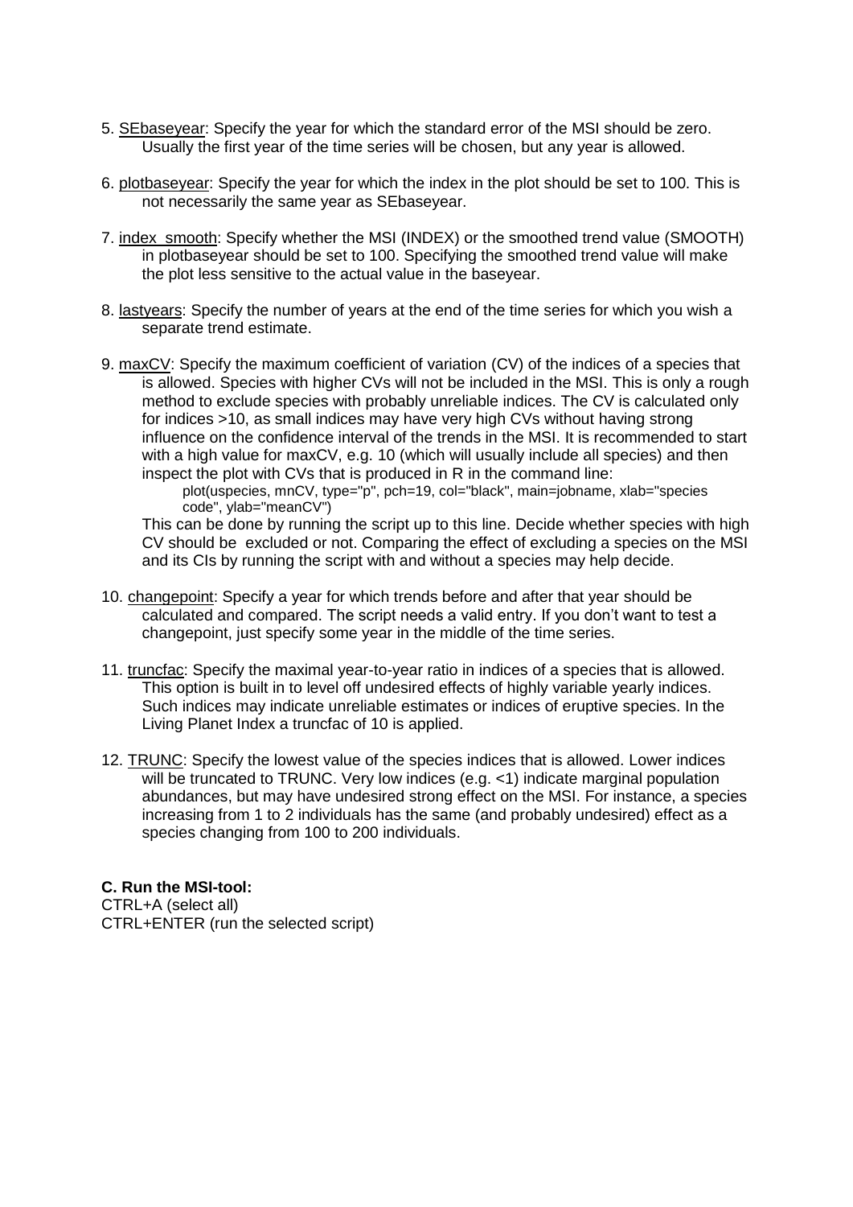5. SEbaseyear: Specify the year for which the standard error of the MSI should be zero. Usually the first year of the time series will be chosen, but any year is allowed.

6. plotbaseyear: Specify the year for which the index in the plot should be set to 100. This is not necessarily the same year as SEbaseyear.

7. index_smooth: Specify whether the MSI (INDEX) or the smoothed trend value (SMOOTH) in plotbaseyear should be set to 100. Specifying the smoothed trend value will make the plot less sensitive to the actual value in the baseyear.

8. lastyears: Specify the number of years at the end of the time series for which you wish a separate trend estimate.

9. maxCV: Specify the maximum coefficient of variation (CV) of the indices of a species that is allowed. Species with higher CVs will not be included in the MSI. This is only a rough method to exclude species with probably unreliable indices. The CV is calculated only for indices >10, as small indices may have very high CVs without having strong influence on the confidence interval of the trends in the MSI. It is recommended to start with a high value for maxCV, e.g. 10 (which will usually include all species) and then inspect the plot with CVs that is produced in R in the command line:

   ```
   plot(uspecies, mnCV, type="p", pch=19, col="black", main=jobname, xlab="species code", ylab="meanCV")
   ```

   This can be done by running the script up to this line. Decide whether species with high CV should be excluded or not. Comparing the effect of excluding a species on the MSI and its CIs by running the script with and without a species may help decide.

10. changepoint: Specify a year for which trends before and after that year should be calculated and compared. The script needs a valid entry. If you don't want to test a changepoint, just specify some year in the middle of the time series.

11. truncfac: Specify the maximal year-to-year ratio in indices of a species that is allowed. This option is built in to level off undesired effects of highly variable yearly indices. Such indices may indicate unreliable estimates or indices of eruptive species. In the Living Planet Index a truncfac of 10 is applied.

12. TRUNC: Specify the lowest value of the species indices that is allowed. Lower indices will be truncated to TRUNC. Very low indices (e.g. <1) indicate marginal population abundances, but may have undesired strong effect on the MSI. For instance, a species increasing from 1 to 2 individuals has the same (and probably undesired) effect as a species changing from 100 to 200 individuals.

**C. Run the MSI-tool:**

CTRL+A (select all)
CTRL+ENTER (run the selected script)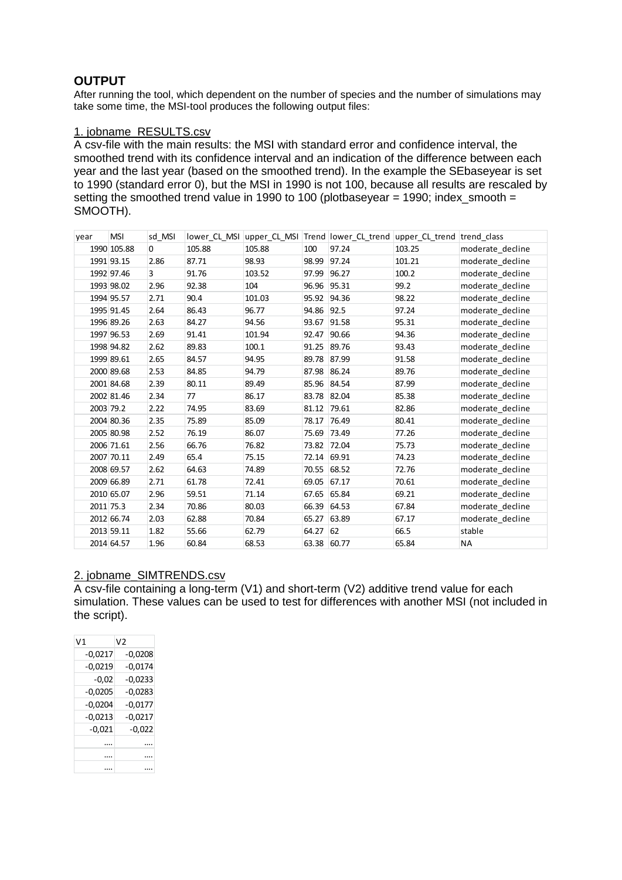## OUTPUT

After running the tool, which dependent on the number of species and the number of simulations may take some time, the MSI-tool produces the following output files:

1. jobname_RESULTS.csv

A csv-file with the main results: the MSI with standard error and confidence interval, the smoothed trend with its confidence interval and an indication of the difference between each year and the last year (based on the smoothed trend). In the example the SEbaseyear is set to 1990 (standard error 0), but the MSI in 1990 is not 100, because all results are rescaled by setting the smoothed trend value in 1990 to 100 (plotbaseyear = 1990; index_smooth = SMOOTH).

| year | MSI | sd_MSI | lower_CL_MSI | upper_CL_MSI | Trend | lower_CL_trend | upper_CL_trend | trend_class |
|---|---|---|---|---|---|---|---|---|
| 1990 | 105.88 | 0 | 105.88 | 105.88 | 100 | 97.24 | 103.25 | moderate_decline |
| 1991 | 93.15 | 2.86 | 87.71 | 98.93 | 98.99 | 97.24 | 101.21 | moderate_decline |
| 1992 | 97.46 | 3 | 91.76 | 103.52 | 97.99 | 96.27 | 100.2 | moderate_decline |
| 1993 | 98.02 | 2.96 | 92.38 | 104 | 96.96 | 95.31 | 99.2 | moderate_decline |
| 1994 | 95.57 | 2.71 | 90.4 | 101.03 | 95.92 | 94.36 | 98.22 | moderate_decline |
| 1995 | 91.45 | 2.64 | 86.43 | 96.77 | 94.86 | 92.5 | 97.24 | moderate_decline |
| 1996 | 89.26 | 2.63 | 84.27 | 94.56 | 93.67 | 91.58 | 95.31 | moderate_decline |
| 1997 | 96.53 | 2.69 | 91.41 | 101.94 | 92.47 | 90.66 | 94.36 | moderate_decline |
| 1998 | 94.82 | 2.62 | 89.83 | 100.1 | 91.25 | 89.76 | 93.43 | moderate_decline |
| 1999 | 89.61 | 2.65 | 84.57 | 94.95 | 89.78 | 87.99 | 91.58 | moderate_decline |
| 2000 | 89.68 | 2.53 | 84.85 | 94.79 | 87.98 | 86.24 | 89.76 | moderate_decline |
| 2001 | 84.68 | 2.39 | 80.11 | 89.49 | 85.96 | 84.54 | 87.99 | moderate_decline |
| 2002 | 81.46 | 2.34 | 77 | 86.17 | 83.78 | 82.04 | 85.38 | moderate_decline |
| 2003 | 79.2 | 2.22 | 74.95 | 83.69 | 81.12 | 79.61 | 82.86 | moderate_decline |
| 2004 | 80.36 | 2.35 | 75.89 | 85.09 | 78.17 | 76.49 | 80.41 | moderate_decline |
| 2005 | 80.98 | 2.52 | 76.19 | 86.07 | 75.69 | 73.49 | 77.26 | moderate_decline |
| 2006 | 71.61 | 2.56 | 66.76 | 76.82 | 73.82 | 72.04 | 75.73 | moderate_decline |
| 2007 | 70.11 | 2.49 | 65.4 | 75.15 | 72.14 | 69.91 | 74.23 | moderate_decline |
| 2008 | 69.57 | 2.62 | 64.63 | 74.89 | 70.55 | 68.52 | 72.76 | moderate_decline |
| 2009 | 66.89 | 2.71 | 61.78 | 72.41 | 69.05 | 67.17 | 70.61 | moderate_decline |
| 2010 | 65.07 | 2.96 | 59.51 | 71.14 | 67.65 | 65.84 | 69.21 | moderate_decline |
| 2011 | 75.3 | 2.34 | 70.86 | 80.03 | 66.39 | 64.53 | 67.84 | moderate_decline |
| 2012 | 66.74 | 2.03 | 62.88 | 70.84 | 65.27 | 63.89 | 67.17 | moderate_decline |
| 2013 | 59.11 | 1.82 | 55.66 | 62.79 | 64.27 | 62 | 66.5 | stable |
| 2014 | 64.57 | 1.96 | 60.84 | 68.53 | 63.38 | 60.77 | 65.84 | NA |

2. jobname_SIMTRENDS.csv

A csv-file containing a long-term (V1) and short-term (V2) additive trend value for each simulation. These values can be used to test for differences with another MSI (not included in the script).

| V1 | V2 |
|---|---|
| -0,0217 | -0,0208 |
| -0,0219 | -0,0174 |
| -0,02 | -0,0233 |
| -0,0205 | -0,0283 |
| -0,0204 | -0,0177 |
| -0,0213 | -0,0217 |
| -0,021 | -0,022 |
| .... | .... |
| .... | .... |
| .... | .... |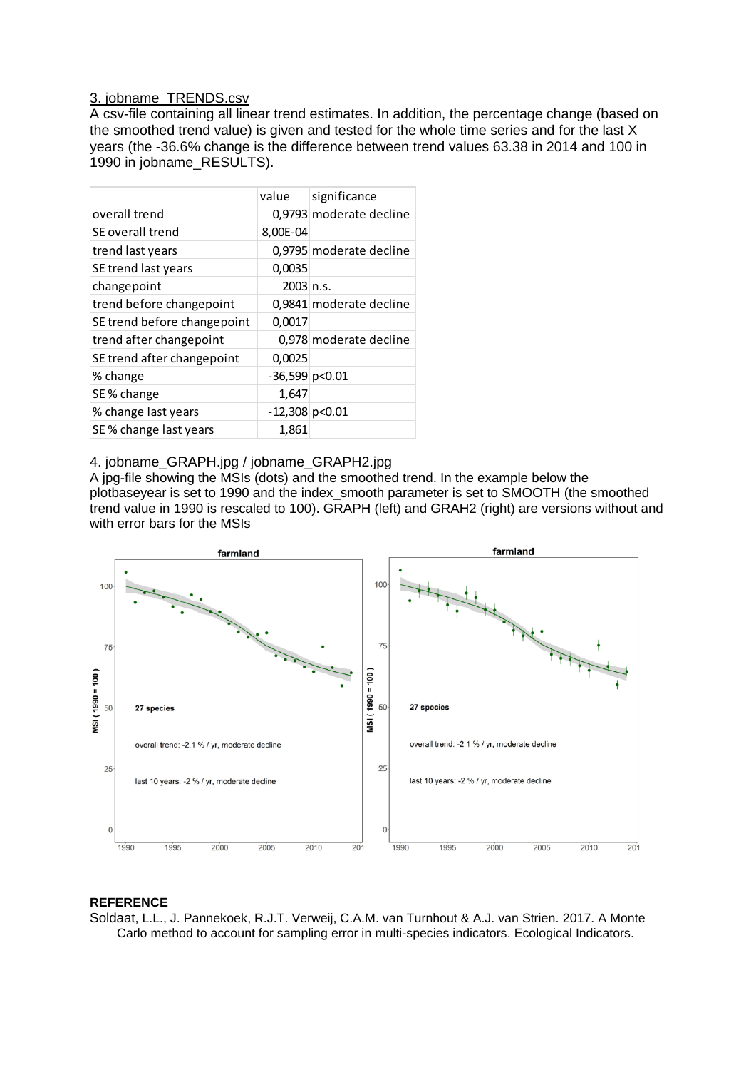### 3. jobname_TRENDS.csv

A csv-file containing all linear trend estimates. In addition, the percentage change (based on the smoothed trend value) is given and tested for the whole time series and for the last X years (the -36.6% change is the difference between trend values 63.38 in 2014 and 100 in 1990 in jobname_RESULTS).

| | value | significance |
|---|---|---|
| overall trend | 0,9793 | moderate decline |
| SE overall trend | 8,00E-04 | |
| trend last years | 0,9795 | moderate decline |
| SE trend last years | 0,0035 | |
| changepoint | 2003 | n.s. |
| trend before changepoint | 0,9841 | moderate decline |
| SE trend before changepoint | 0,0017 | |
| trend after changepoint | 0,978 | moderate decline |
| SE trend after changepoint | 0,0025 | |
| % change | -36,599 | p<0.01 |
| SE % change | 1,647 | |
| % change last years | -12,308 | p<0.01 |
| SE % change last years | 1,861 | |

### 4. jobname_GRAPH.jpg / jobname_GRAPH2.jpg

A jpg-file showing the MSIs (dots) and the smoothed trend. In the example below the plotbaseyear is set to 1990 and the index_smooth parameter is set to SMOOTH (the smoothed trend value in 1990 is rescaled to 100). GRAPH (left) and GRAH2 (right) are versions without and with error bars for the MSIs

farmland

MSI ( 1990 = 100 )

100
75
50
25
0

1990 1995 2000 2005 2010 201

27 species

overall trend: -2.1 % / yr, moderate decline

last 10 years: -2 % / yr, moderate decline

farmland

MSI ( 1990 = 100 )

100
75
50
25
0

1990 1995 2000 2005 2010 201

27 species

overall trend: -2.1 % / yr, moderate decline

last 10 years: -2 % / yr, moderate decline

**REFERENCE**

Soldaat, L.L., J. Pannekoek, R.J.T. Verweij, C.A.M. van Turnhout & A.J. van Strien. 2017. A Monte Carlo method to account for sampling error in multi-species indicators. Ecological Indicators.